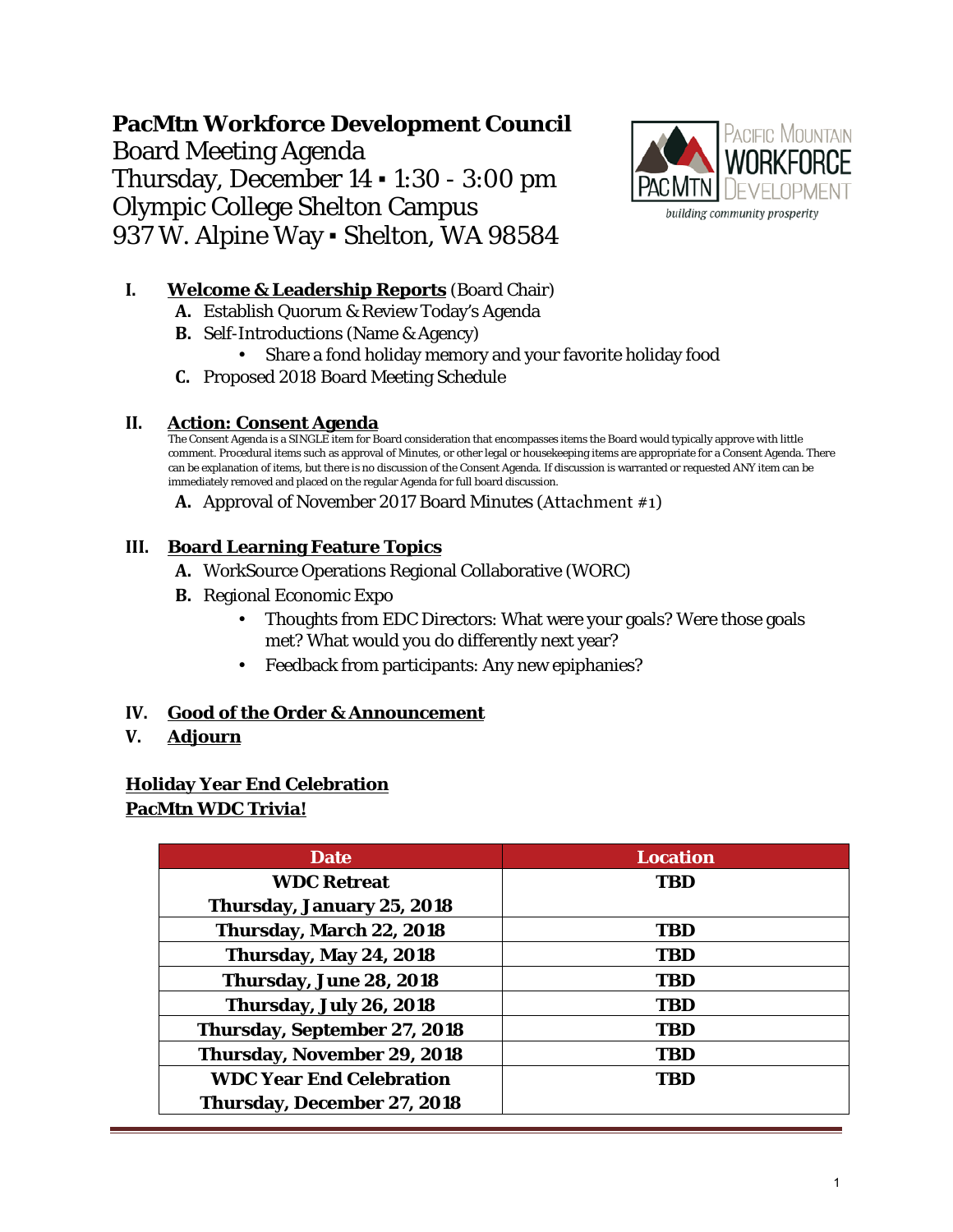# PacMtn Workforce Development Council

Board Meeting Agenda
Thursday, December 14 ▪ 1:30 - 3:00 pm
Olympic College Shelton Campus
937 W. Alpine Way ▪ Shelton, WA 98584

Pacific Mountain Workforce Development
*building community prosperity*

**I.** **Welcome & Leadership Reports** (Board Chair)

- **A.** Establish Quorum & Review Today's Agenda
- **B.** Self-Introductions (Name & Agency)
  - Share a fond holiday memory and your favorite holiday food
- **C.** Proposed 2018 Board Meeting Schedule

**II.** **Action: Consent Agenda**

The Consent Agenda is a SINGLE item for Board consideration that encompasses items the Board would typically approve with little comment. Procedural items such as approval of Minutes, or other legal or housekeeping items are appropriate for a Consent Agenda. There can be explanation of items, but there is no discussion of the Consent Agenda. If discussion is warranted or requested ANY item can be immediately removed and placed on the regular Agenda for full board discussion.

- **A.** Approval of November 2017 Board Minutes (Attachment #1)

**III.** **Board Learning Feature Topics**

- **A.** WorkSource Operations Regional Collaborative (WORC)
- **B.** Regional Economic Expo
  - Thoughts from EDC Directors: What were your goals? Were those goals met? What would you do differently next year?
  - Feedback from participants: Any new epiphanies?

**IV.** **Good of the Order & Announcement**

**V.** **Adjourn**

**Holiday Year End Celebration**
**PacMtn WDC Trivia!**

| Date | Location |
|---|---|
| **WDC Retreat Thursday, January 25, 2018** | **TBD** |
| **Thursday, March 22, 2018** | **TBD** |
| **Thursday, May 24, 2018** | **TBD** |
| **Thursday, June 28, 2018** | **TBD** |
| **Thursday, July 26, 2018** | **TBD** |
| **Thursday, September 27, 2018** | **TBD** |
| **Thursday, November 29, 2018** | **TBD** |
| **WDC Year End Celebration Thursday, December 27, 2018** | **TBD** |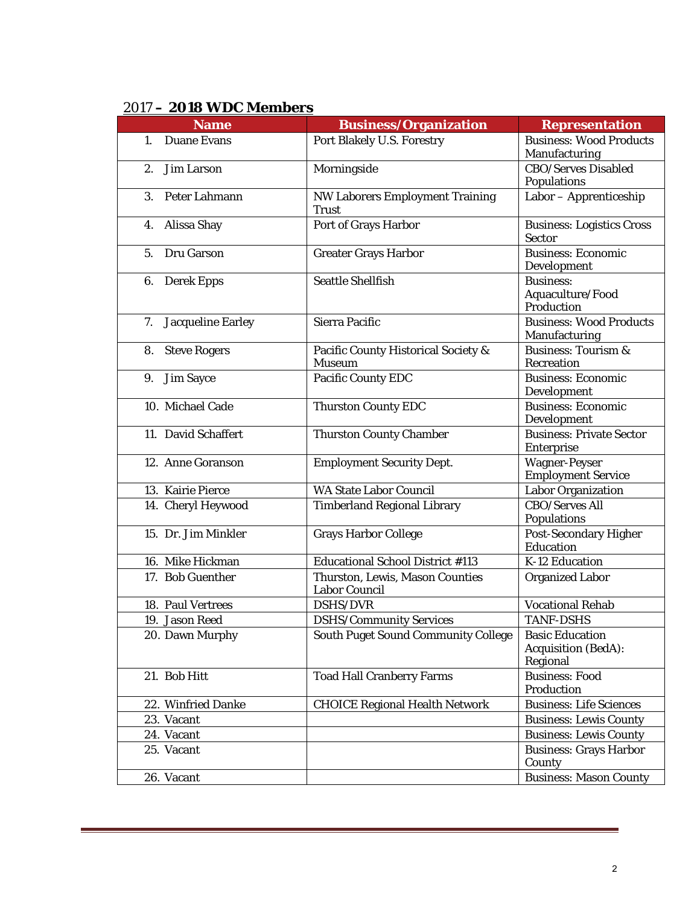## 2017 – 2018 WDC Members

| Name | Business/Organization | Representation |
|---|---|---|
| 1. Duane Evans | Port Blakely U.S. Forestry | Business: Wood Products Manufacturing |
| 2. Jim Larson | Morningside | CBO/Serves Disabled Populations |
| 3. Peter Lahmann | NW Laborers Employment Training Trust | Labor – Apprenticeship |
| 4. Alissa Shay | Port of Grays Harbor | Business: Logistics Cross Sector |
| 5. Dru Garson | Greater Grays Harbor | Business: Economic Development |
| 6. Derek Epps | Seattle Shellfish | Business: Aquaculture/Food Production |
| 7. Jacqueline Earley | Sierra Pacific | Business: Wood Products Manufacturing |
| 8. Steve Rogers | Pacific County Historical Society & Museum | Business: Tourism & Recreation |
| 9. Jim Sayce | Pacific County EDC | Business: Economic Development |
| 10. Michael Cade | Thurston County EDC | Business: Economic Development |
| 11. David Schaffert | Thurston County Chamber | Business: Private Sector Enterprise |
| 12. Anne Goranson | Employment Security Dept. | Wagner-Peyser Employment Service |
| 13. Kairie Pierce | WA State Labor Council | Labor Organization |
| 14. Cheryl Heywood | Timberland Regional Library | CBO/Serves All Populations |
| 15. Dr. Jim Minkler | Grays Harbor College | Post-Secondary Higher Education |
| 16. Mike Hickman | Educational School District #113 | K-12 Education |
| 17. Bob Guenther | Thurston, Lewis, Mason Counties Labor Council | Organized Labor |
| 18. Paul Vertrees | DSHS/DVR | Vocational Rehab |
| 19. Jason Reed | DSHS/Community Services | TANF-DSHS |
| 20. Dawn Murphy | South Puget Sound Community College | Basic Education Acquisition (BedA): Regional |
| 21. Bob Hitt | Toad Hall Cranberry Farms | Business: Food Production |
| 22. Winfried Danke | CHOICE Regional Health Network | Business: Life Sciences |
| 23. Vacant | | Business: Lewis County |
| 24. Vacant | | Business: Lewis County |
| 25. Vacant | | Business: Grays Harbor County |
| 26. Vacant | | Business: Mason County |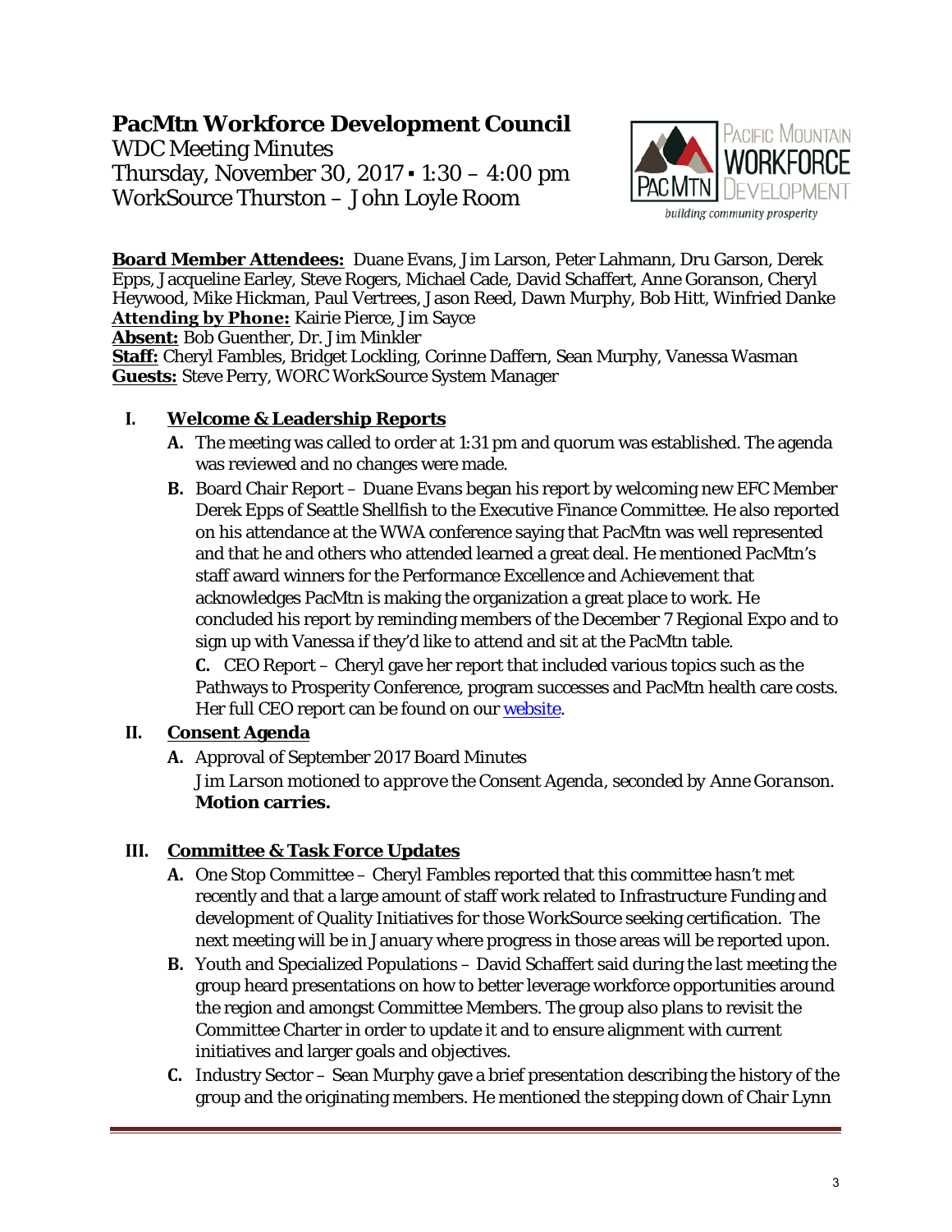# PacMtn Workforce Development Council

WDC Meeting Minutes
Thursday, November 30, 2017 ▪ 1:30 – 4:00 pm
WorkSource Thurston – John Loyle Room

**Board Member Attendees:** Duane Evans, Jim Larson, Peter Lahmann, Dru Garson, Derek Epps, Jacqueline Earley, Steve Rogers, Michael Cade, David Schaffert, Anne Goranson, Cheryl Heywood, Mike Hickman, Paul Vertrees, Jason Reed, Dawn Murphy, Bob Hitt, Winfried Danke
**Attending by Phone:** Kairie Pierce, Jim Sayce
**Absent:** Bob Guenther, Dr. Jim Minkler
**Staff:** Cheryl Fambles, Bridget Lockling, Corinne Daffern, Sean Murphy, Vanessa Wasman
**Guests:** Steve Perry, WORC WorkSource System Manager

## I. Welcome & Leadership Reports

**A.** The meeting was called to order at 1:31 pm and quorum was established. The agenda was reviewed and no changes were made.

**B.** Board Chair Report – Duane Evans began his report by welcoming new EFC Member Derek Epps of Seattle Shellfish to the Executive Finance Committee. He also reported on his attendance at the WWA conference saying that PacMtn was well represented and that he and others who attended learned a great deal. He mentioned PacMtn's staff award winners for the Performance Excellence and Achievement that acknowledges PacMtn is making the organization a great place to work. He concluded his report by reminding members of the December 7 Regional Expo and to sign up with Vanessa if they'd like to attend and sit at the PacMtn table.

**C.** CEO Report – Cheryl gave her report that included various topics such as the Pathways to Prosperity Conference, program successes and PacMtn health care costs. Her full CEO report can be found on our website.

## II. Consent Agenda

**A.** Approval of September 2017 Board Minutes

*Jim Larson motioned to approve the Consent Agenda, seconded by Anne Goranson.* **Motion carries.**

## III. Committee & Task Force Updates

**A.** One Stop Committee – Cheryl Fambles reported that this committee hasn't met recently and that a large amount of staff work related to Infrastructure Funding and development of Quality Initiatives for those WorkSource seeking certification. The next meeting will be in January where progress in those areas will be reported upon.

**B.** Youth and Specialized Populations – David Schaffert said during the last meeting the group heard presentations on how to better leverage workforce opportunities around the region and amongst Committee Members. The group also plans to revisit the Committee Charter in order to update it and to ensure alignment with current initiatives and larger goals and objectives.

**C.** Industry Sector – Sean Murphy gave a brief presentation describing the history of the group and the originating members. He mentioned the stepping down of Chair Lynn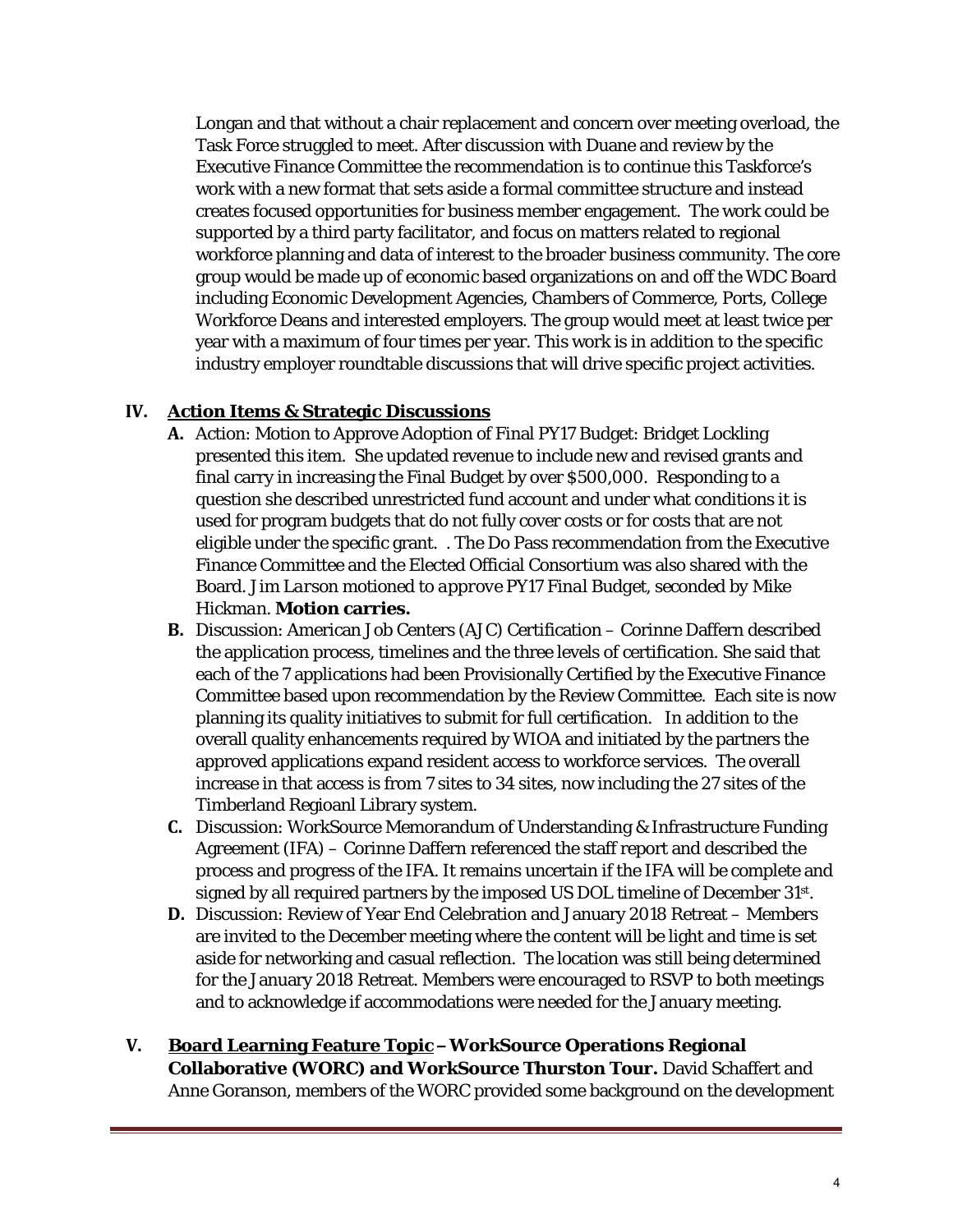Longan and that without a chair replacement and concern over meeting overload, the Task Force struggled to meet. After discussion with Duane and review by the Executive Finance Committee the recommendation is to continue this Taskforce's work with a new format that sets aside a formal committee structure and instead creates focused opportunities for business member engagement. The work could be supported by a third party facilitator, and focus on matters related to regional workforce planning and data of interest to the broader business community. The core group would be made up of economic based organizations on and off the WDC Board including Economic Development Agencies, Chambers of Commerce, Ports, College Workforce Deans and interested employers. The group would meet at least twice per year with a maximum of four times per year. This work is in addition to the specific industry employer roundtable discussions that will drive specific project activities.

## IV. Action Items & Strategic Discussions

**A.** Action: Motion to Approve Adoption of Final PY17 Budget: Bridget Lockling presented this item. She updated revenue to include new and revised grants and final carry in increasing the Final Budget by over $500,000. Responding to a question she described unrestricted fund account and under what conditions it is used for program budgets that do not fully cover costs or for costs that are not eligible under the specific grant. . The Do Pass recommendation from the Executive Finance Committee and the Elected Official Consortium was also shared with the Board. *Jim Larson motioned to approve PY17 Final Budget, seconded by Mike Hickman.* **Motion carries.**

**B.** Discussion: American Job Centers (AJC) Certification – Corinne Daffern described the application process, timelines and the three levels of certification. She said that each of the 7 applications had been Provisionally Certified by the Executive Finance Committee based upon recommendation by the Review Committee. Each site is now planning its quality initiatives to submit for full certification. In addition to the overall quality enhancements required by WIOA and initiated by the partners the approved applications expand resident access to workforce services. The overall increase in that access is from 7 sites to 34 sites, now including the 27 sites of the Timberland Regioanl Library system.

**C.** Discussion: WorkSource Memorandum of Understanding & Infrastructure Funding Agreement (IFA) – Corinne Daffern referenced the staff report and described the process and progress of the IFA. It remains uncertain if the IFA will be complete and signed by all required partners by the imposed US DOL timeline of December 31st.

**D.** Discussion: Review of Year End Celebration and January 2018 Retreat – Members are invited to the December meeting where the content will be light and time is set aside for networking and casual reflection. The location was still being determined for the January 2018 Retreat. Members were encouraged to RSVP to both meetings and to acknowledge if accommodations were needed for the January meeting.

## V. Board Learning Feature Topic – WorkSource Operations Regional Collaborative (WORC) and WorkSource Thurston Tour.

David Schaffert and Anne Goranson, members of the WORC provided some background on the development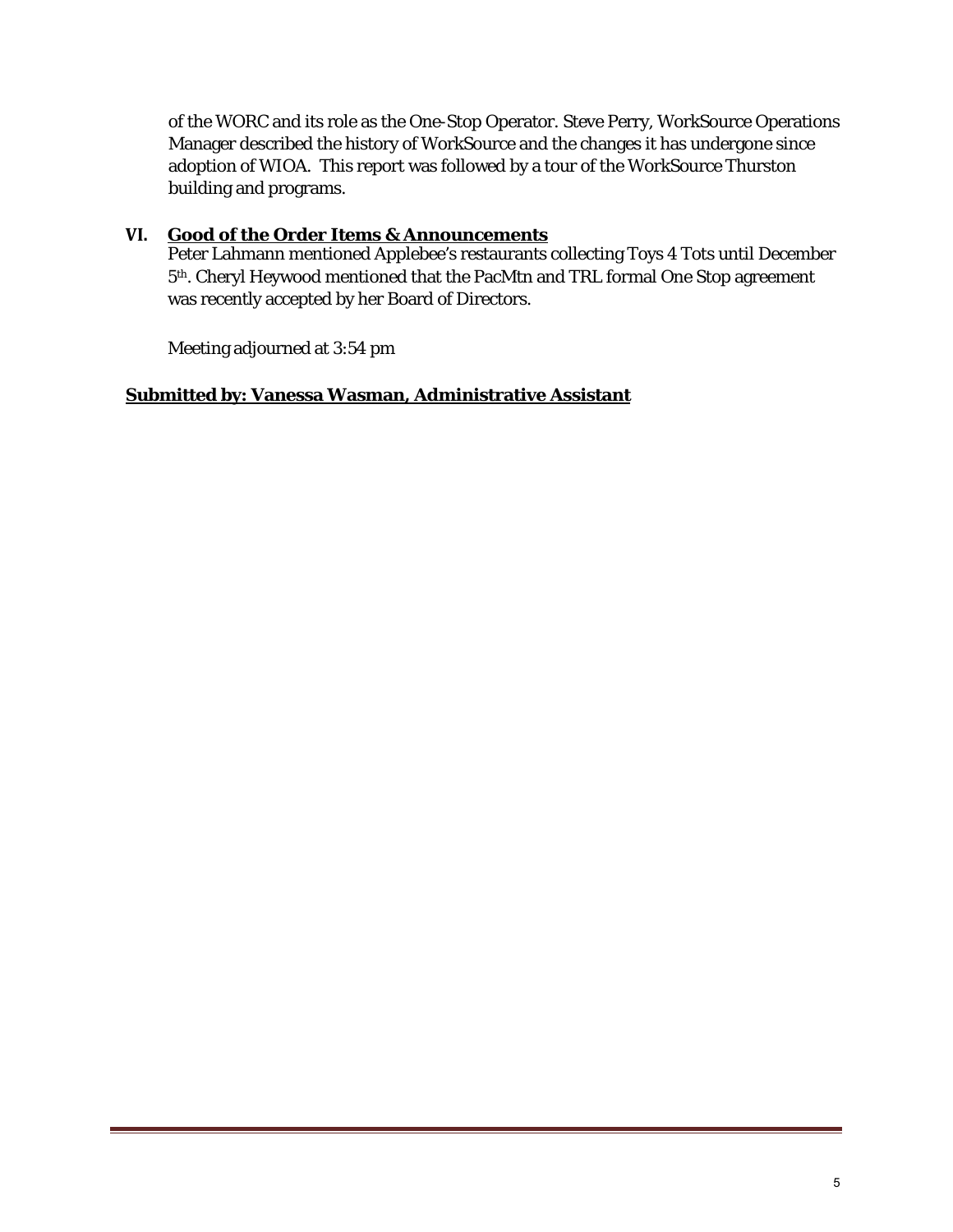of the WORC and its role as the One-Stop Operator. Steve Perry, WorkSource Operations Manager described the history of WorkSource and the changes it has undergone since adoption of WIOA. This report was followed by a tour of the WorkSource Thurston building and programs.

## VI. Good of the Order Items & Announcements

Peter Lahmann mentioned Applebee's restaurants collecting Toys 4 Tots until December 5th. Cheryl Heywood mentioned that the PacMtn and TRL formal One Stop agreement was recently accepted by her Board of Directors.

Meeting adjourned at 3:54 pm

**Submitted by: Vanessa Wasman, Administrative Assistant**